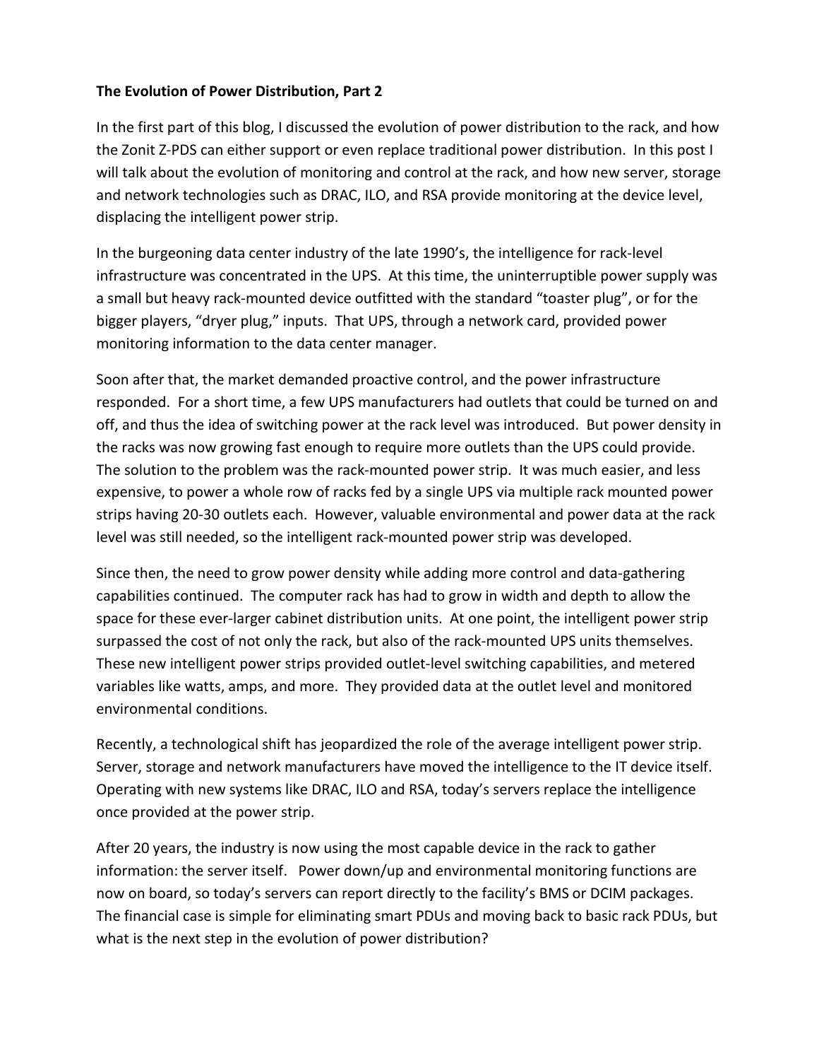**The Evolution of Power Distribution, Part 2**

In the first part of this blog, I discussed the evolution of power distribution to the rack, and how the Zonit Z-PDS can either support or even replace traditional power distribution. In this post I will talk about the evolution of monitoring and control at the rack, and how new server, storage and network technologies such as DRAC, ILO, and RSA provide monitoring at the device level, displacing the intelligent power strip.

In the burgeoning data center industry of the late 1990's, the intelligence for rack-level infrastructure was concentrated in the UPS. At this time, the uninterruptible power supply was a small but heavy rack-mounted device outfitted with the standard "toaster plug", or for the bigger players, "dryer plug," inputs. That UPS, through a network card, provided power monitoring information to the data center manager.

Soon after that, the market demanded proactive control, and the power infrastructure responded. For a short time, a few UPS manufacturers had outlets that could be turned on and off, and thus the idea of switching power at the rack level was introduced. But power density in the racks was now growing fast enough to require more outlets than the UPS could provide. The solution to the problem was the rack-mounted power strip. It was much easier, and less expensive, to power a whole row of racks fed by a single UPS via multiple rack mounted power strips having 20-30 outlets each. However, valuable environmental and power data at the rack level was still needed, so the intelligent rack-mounted power strip was developed.

Since then, the need to grow power density while adding more control and data-gathering capabilities continued. The computer rack has had to grow in width and depth to allow the space for these ever-larger cabinet distribution units. At one point, the intelligent power strip surpassed the cost of not only the rack, but also of the rack-mounted UPS units themselves. These new intelligent power strips provided outlet-level switching capabilities, and metered variables like watts, amps, and more. They provided data at the outlet level and monitored environmental conditions.

Recently, a technological shift has jeopardized the role of the average intelligent power strip. Server, storage and network manufacturers have moved the intelligence to the IT device itself. Operating with new systems like DRAC, ILO and RSA, today's servers replace the intelligence once provided at the power strip.

After 20 years, the industry is now using the most capable device in the rack to gather information: the server itself. Power down/up and environmental monitoring functions are now on board, so today's servers can report directly to the facility's BMS or DCIM packages. The financial case is simple for eliminating smart PDUs and moving back to basic rack PDUs, but what is the next step in the evolution of power distribution?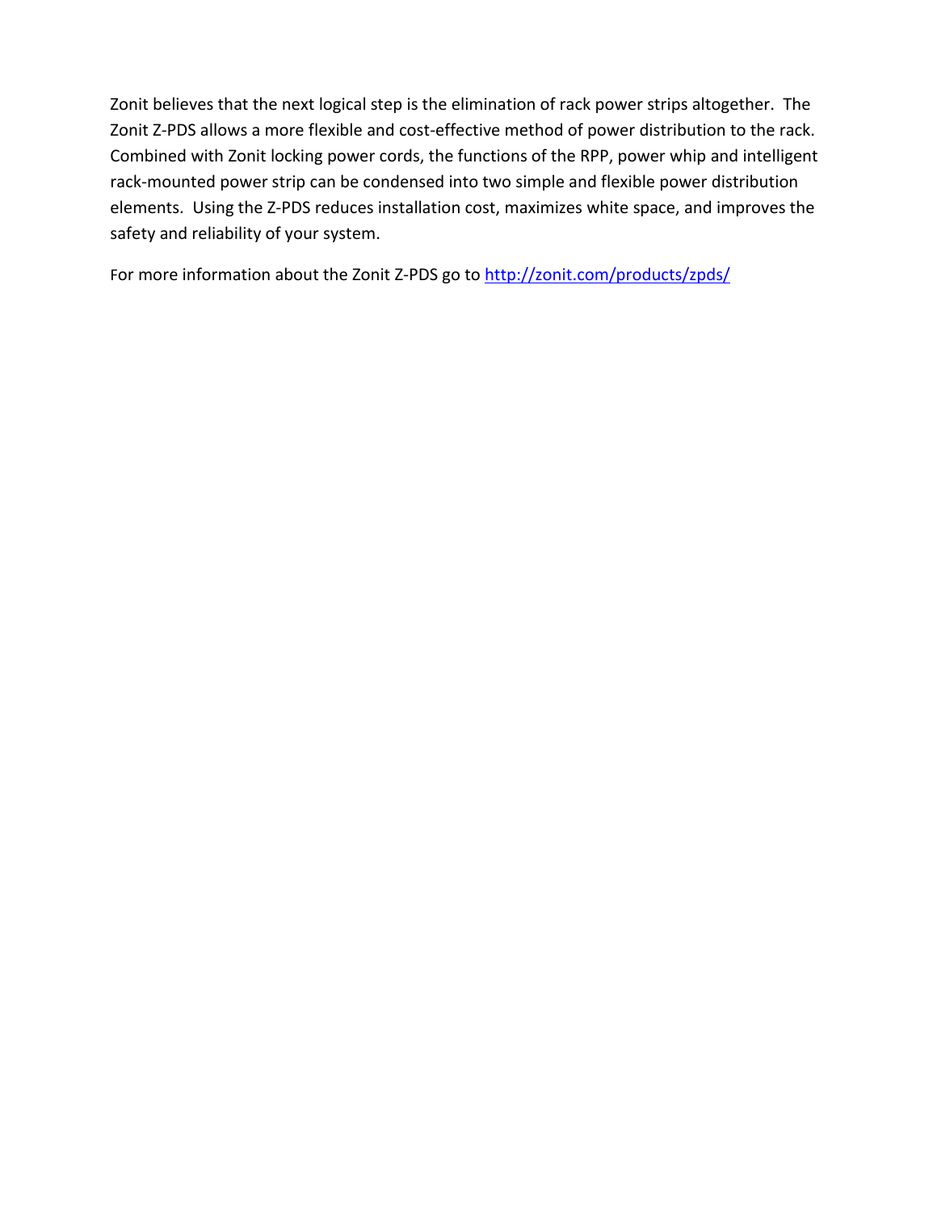Zonit believes that the next logical step is the elimination of rack power strips altogether. The Zonit Z-PDS allows a more flexible and cost-effective method of power distribution to the rack. Combined with Zonit locking power cords, the functions of the RPP, power whip and intelligent rack-mounted power strip can be condensed into two simple and flexible power distribution elements. Using the Z-PDS reduces installation cost, maximizes white space, and improves the safety and reliability of your system.

For more information about the Zonit Z-PDS go to [http://zonit.com/products/zpds/](http://zonit.com/products/zpds/)